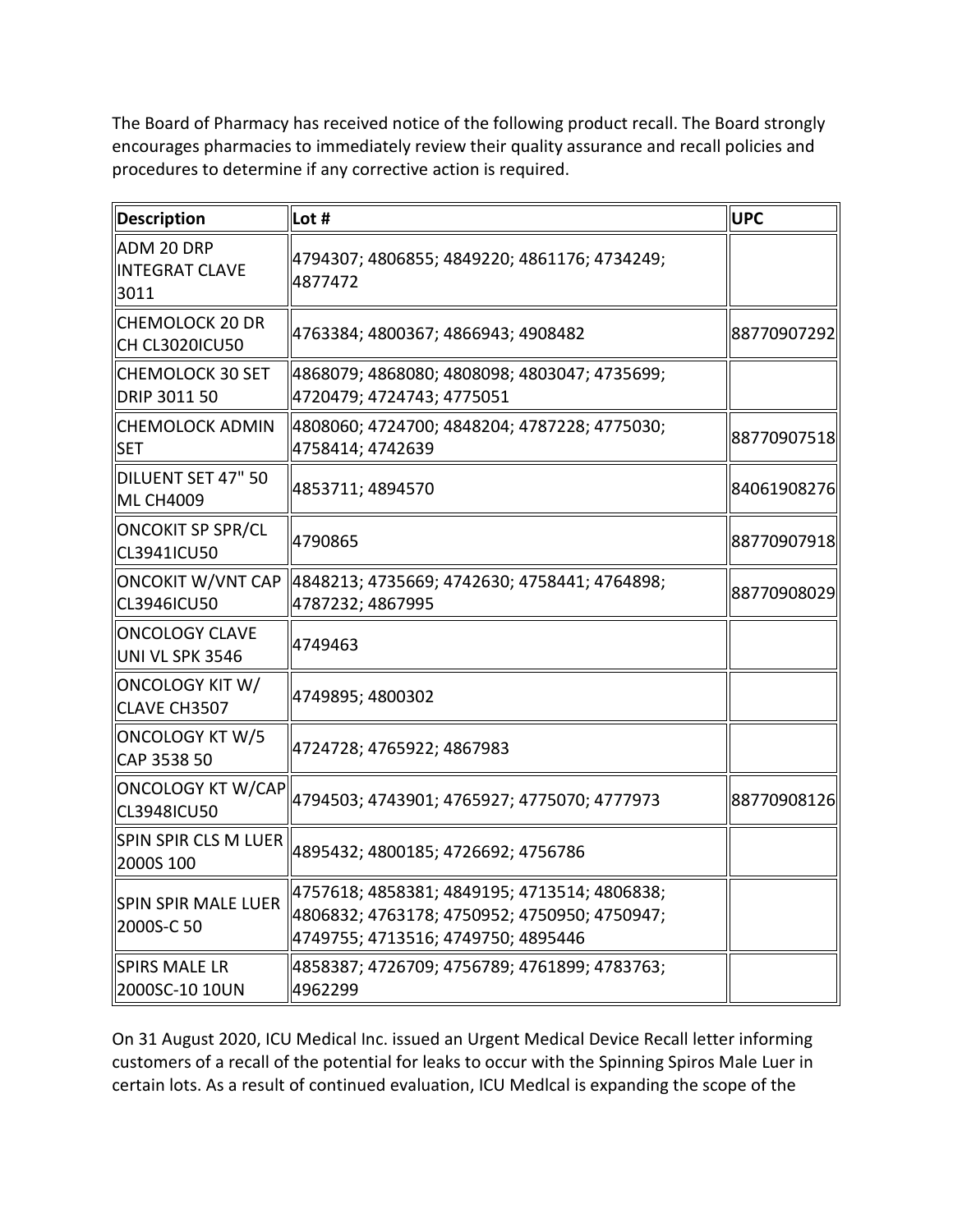The Board of Pharmacy has received notice of the following product recall. The Board strongly encourages pharmacies to immediately review their quality assurance and recall policies and procedures to determine if any corrective action is required.

| Description | Lot # | UPC |
|---|---|---|
| ADM 20 DRP INTEGRAT CLAVE 3011 | 4794307; 4806855; 4849220; 4861176; 4734249; 4877472 | |
| CHEMOLOCK 20 DR CH CL3020ICU50 | 4763384; 4800367; 4866943; 4908482 | 88770907292 |
| CHEMOLOCK 30 SET DRIP 3011 50 | 4868079; 4868080; 4808098; 4803047; 4735699; 4720479; 4724743; 4775051 | |
| CHEMOLOCK ADMIN SET | 4808060; 4724700; 4848204; 4787228; 4775030; 4758414; 4742639 | 88770907518 |
| DILUENT SET 47" 50 ML CH4009 | 4853711; 4894570 | 84061908276 |
| ONCOKIT SP SPR/CL CL3941ICU50 | 4790865 | 88770907918 |
| ONCOKIT W/VNT CAP CL3946ICU50 | 4848213; 4735669; 4742630; 4758441; 4764898; 4787232; 4867995 | 88770908029 |
| ONCOLOGY CLAVE UNI VL SPK 3546 | 4749463 | |
| ONCOLOGY KIT W/ CLAVE CH3507 | 4749895; 4800302 | |
| ONCOLOGY KT W/5 CAP 3538 50 | 4724728; 4765922; 4867983 | |
| ONCOLOGY KT W/CAP CL3948ICU50 | 4794503; 4743901; 4765927; 4775070; 4777973 | 88770908126 |
| SPIN SPIR CLS M LUER 2000S 100 | 4895432; 4800185; 4726692; 4756786 | |
| SPIN SPIR MALE LUER 2000S-C 50 | 4757618; 4858381; 4849195; 4713514; 4806838; 4806832; 4763178; 4750952; 4750950; 4750947; 4749755; 4713516; 4749750; 4895446 | |
| SPIRS MALE LR 2000SC-10 10UN | 4858387; 4726709; 4756789; 4761899; 4783763; 4962299 | |

On 31 August 2020, ICU Medical Inc. issued an Urgent Medical Device Recall letter informing customers of a recall of the potential for leaks to occur with the Spinning Spiros Male Luer in certain lots. As a result of continued evaluation, ICU Medlcal is expanding the scope of the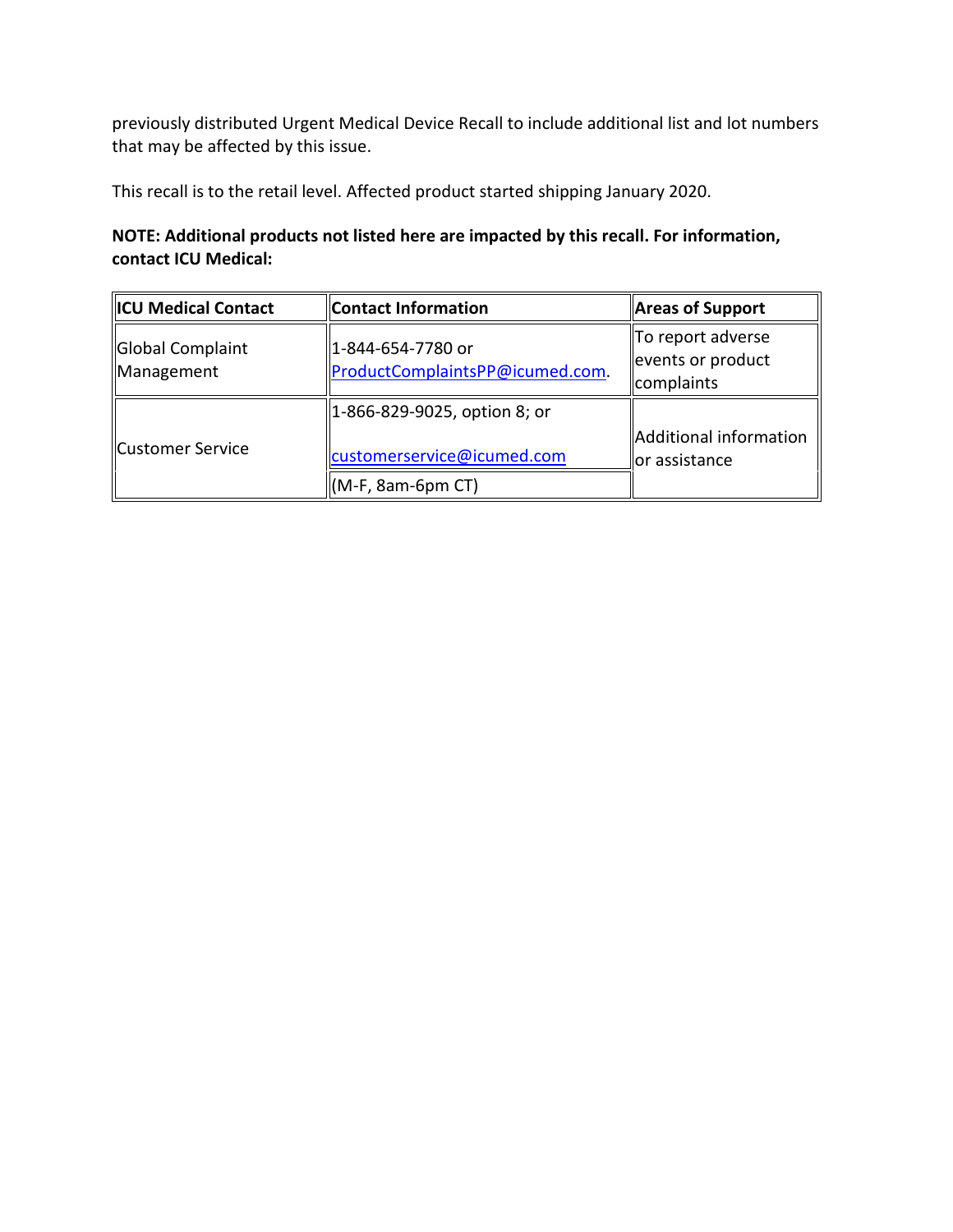previously distributed Urgent Medical Device Recall to include additional list and lot numbers that may be affected by this issue.

This recall is to the retail level. Affected product started shipping January 2020.

**NOTE: Additional products not listed here are impacted by this recall. For information, contact ICU Medical:**

| ICU Medical Contact | Contact Information | Areas of Support |
|---|---|---|
| Global Complaint Management | 1-844-654-7780 or ProductComplaintsPP@icumed.com. | To report adverse events or product complaints |
| Customer Service | 1-866-829-9025, option 8; or customerservice@icumed.com (M-F, 8am-6pm CT) | Additional information or assistance |